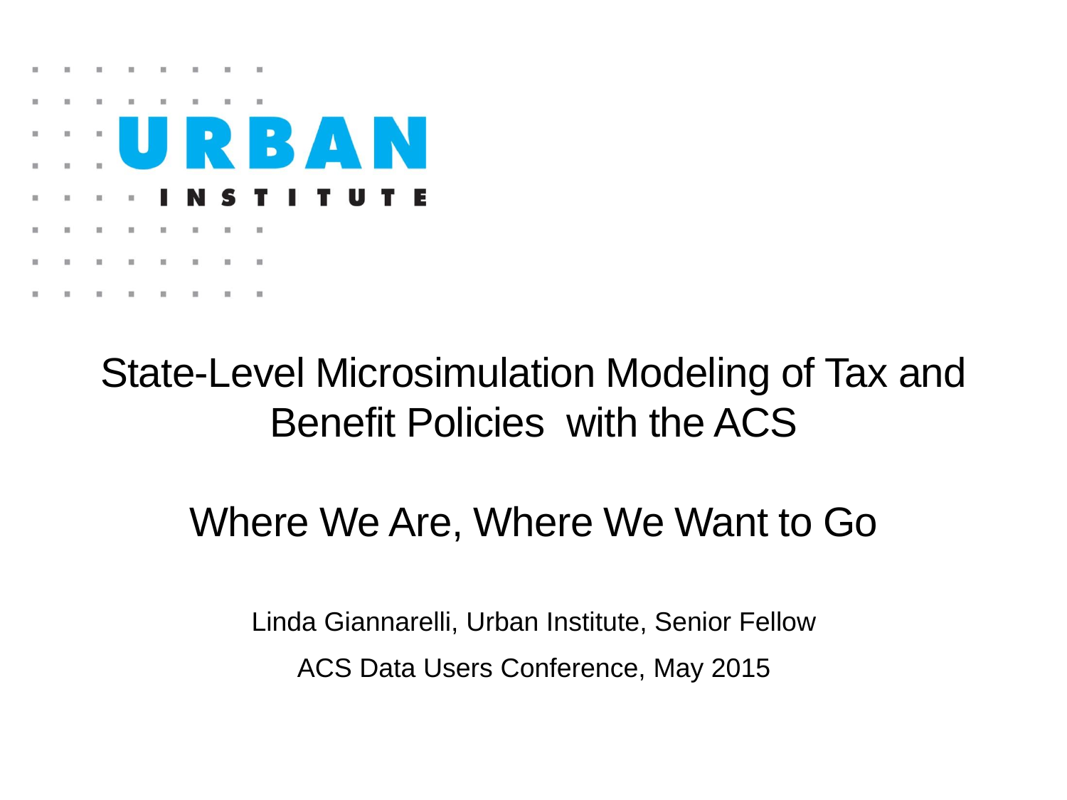URBAN INSTITUTE

# State-Level Microsimulation Modeling of Tax and Benefit Policies with the ACS

## Where We Are, Where We Want to Go

Linda Giannarelli, Urban Institute, Senior Fellow

ACS Data Users Conference, May 2015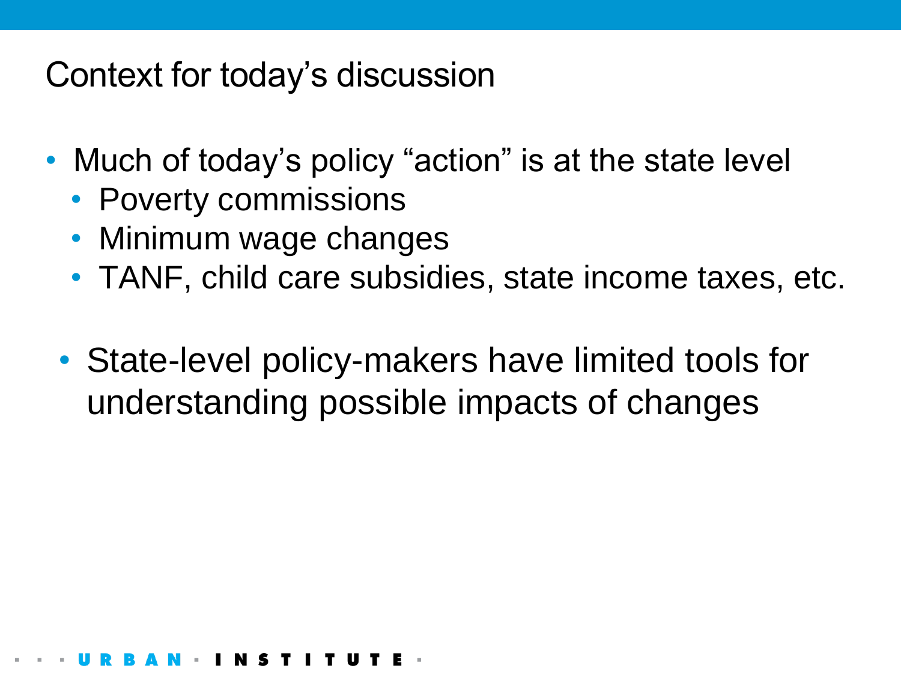# Context for today's discussion

- Much of today's policy "action" is at the state level
  - Poverty commissions
  - Minimum wage changes
  - TANF, child care subsidies, state income taxes, etc.

- State-level policy-makers have limited tools for understanding possible impacts of changes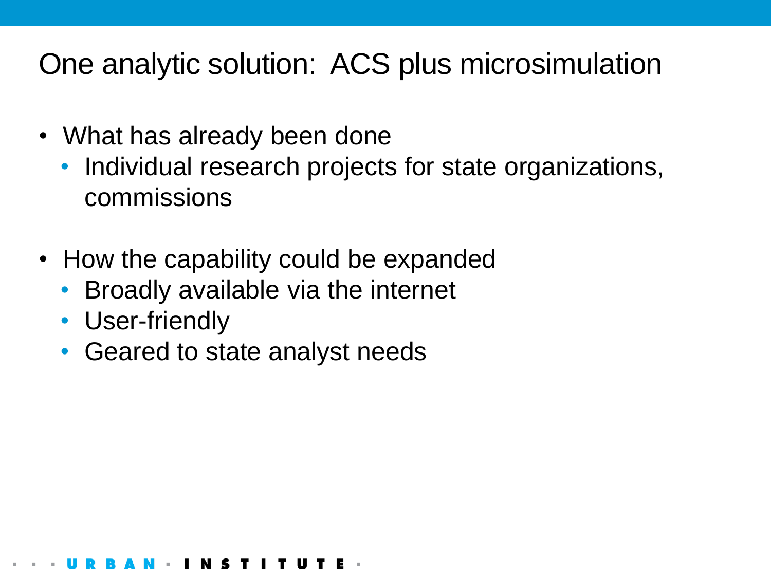# One analytic solution: ACS plus microsimulation

- What has already been done
  - Individual research projects for state organizations, commissions
- How the capability could be expanded
  - Broadly available via the internet
  - User-friendly
  - Geared to state analyst needs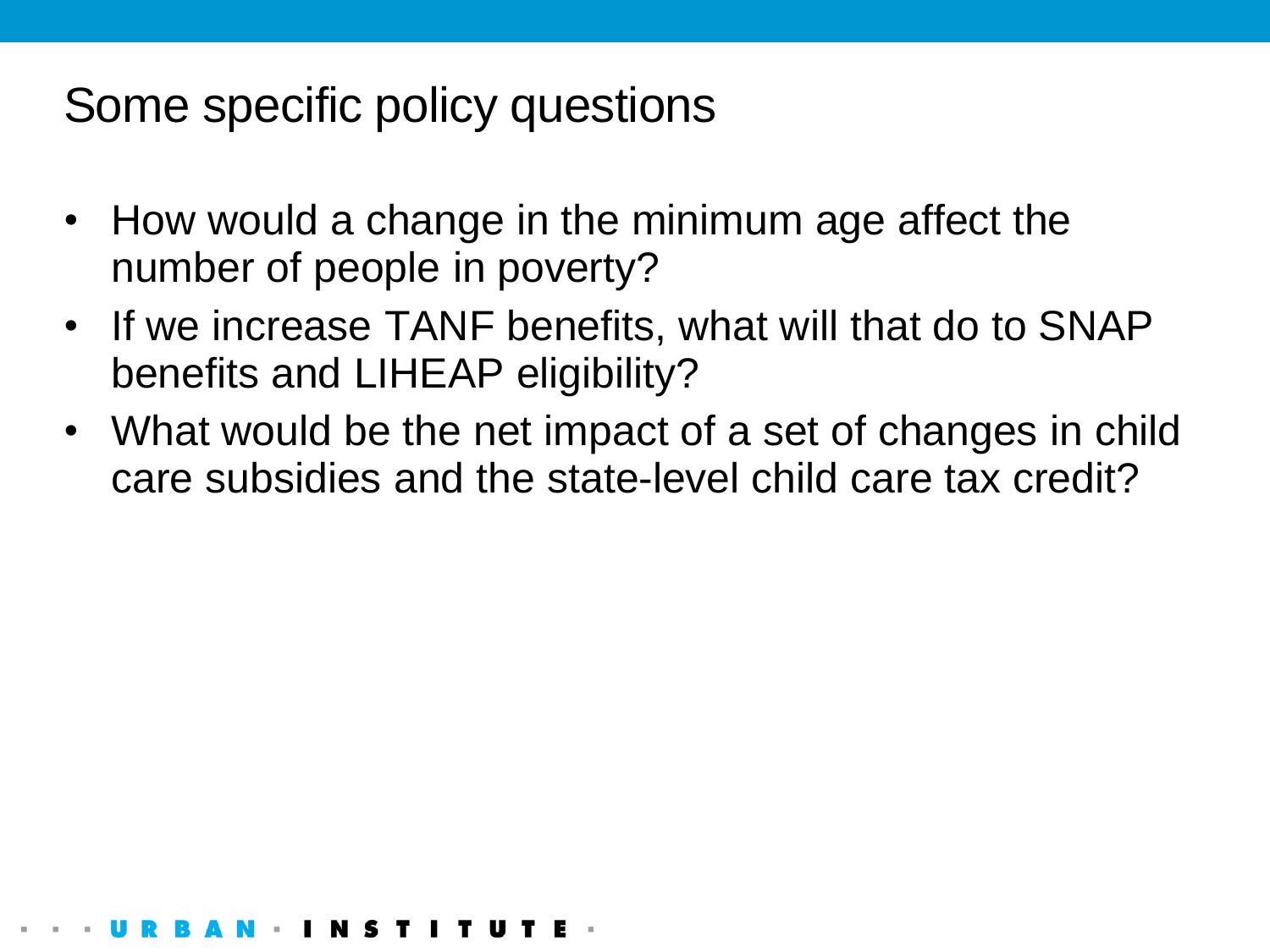# Some specific policy questions

- How would a change in the minimum age affect the number of people in poverty?
- If we increase TANF benefits, what will that do to SNAP benefits and LIHEAP eligibility?
- What would be the net impact of a set of changes in child care subsidies and the state-level child care tax credit?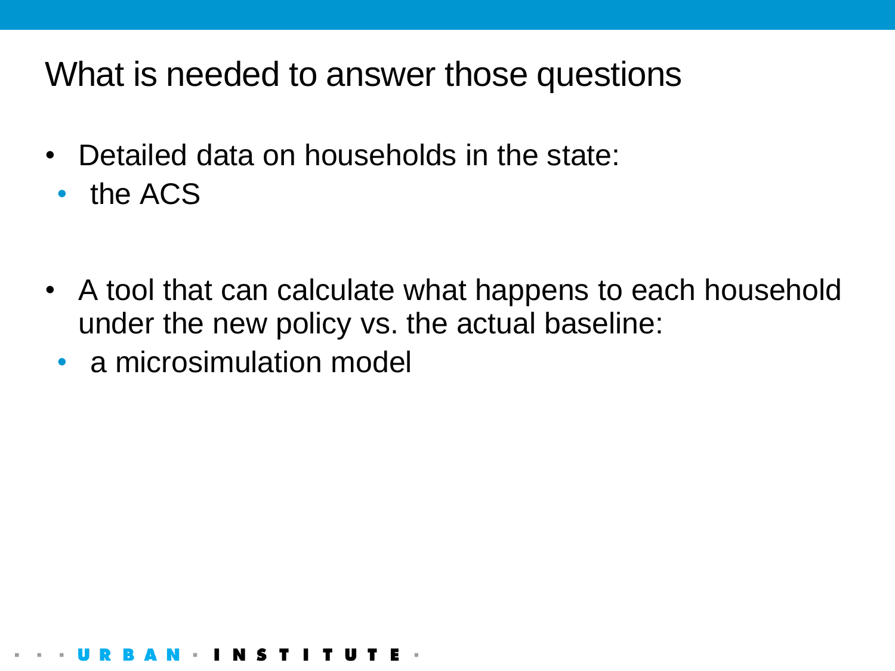# What is needed to answer those questions

- Detailed data on households in the state:
  - the ACS

- A tool that can calculate what happens to each household under the new policy vs. the actual baseline:
  - a microsimulation model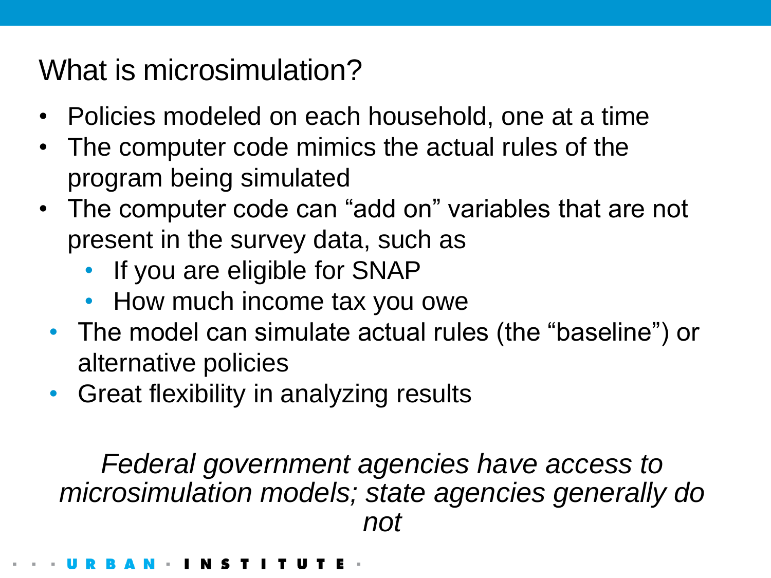# What is microsimulation?

- Policies modeled on each household, one at a time
- The computer code mimics the actual rules of the program being simulated
- The computer code can "add on" variables that are not present in the survey data, such as
  - If you are eligible for SNAP
  - How much income tax you owe
- The model can simulate actual rules (the "baseline") or alternative policies
- Great flexibility in analyzing results

*Federal government agencies have access to microsimulation models; state agencies generally do not*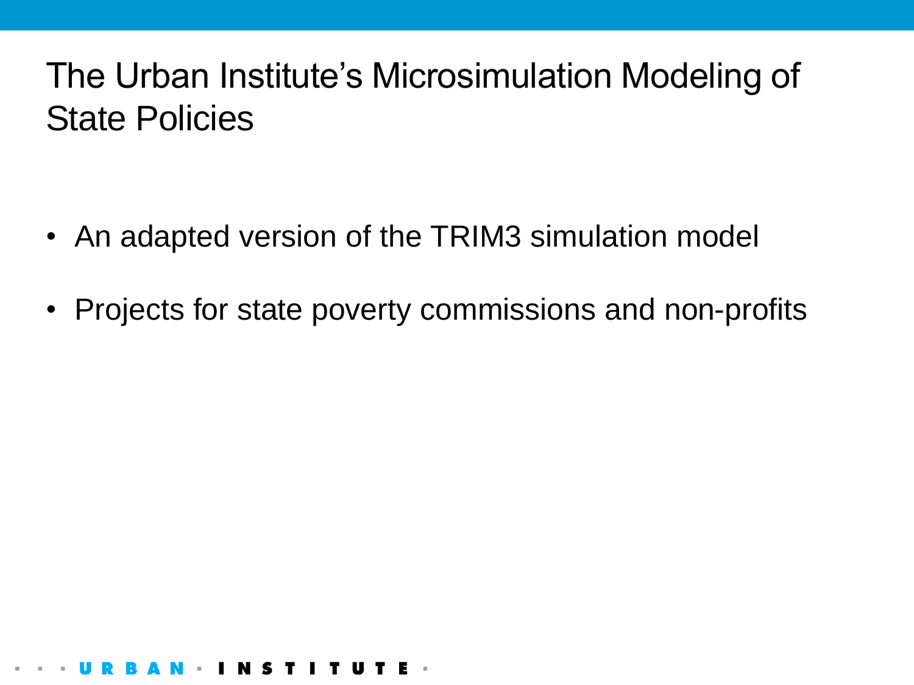# The Urban Institute's Microsimulation Modeling of State Policies

- An adapted version of the TRIM3 simulation model
- Projects for state poverty commissions and non-profits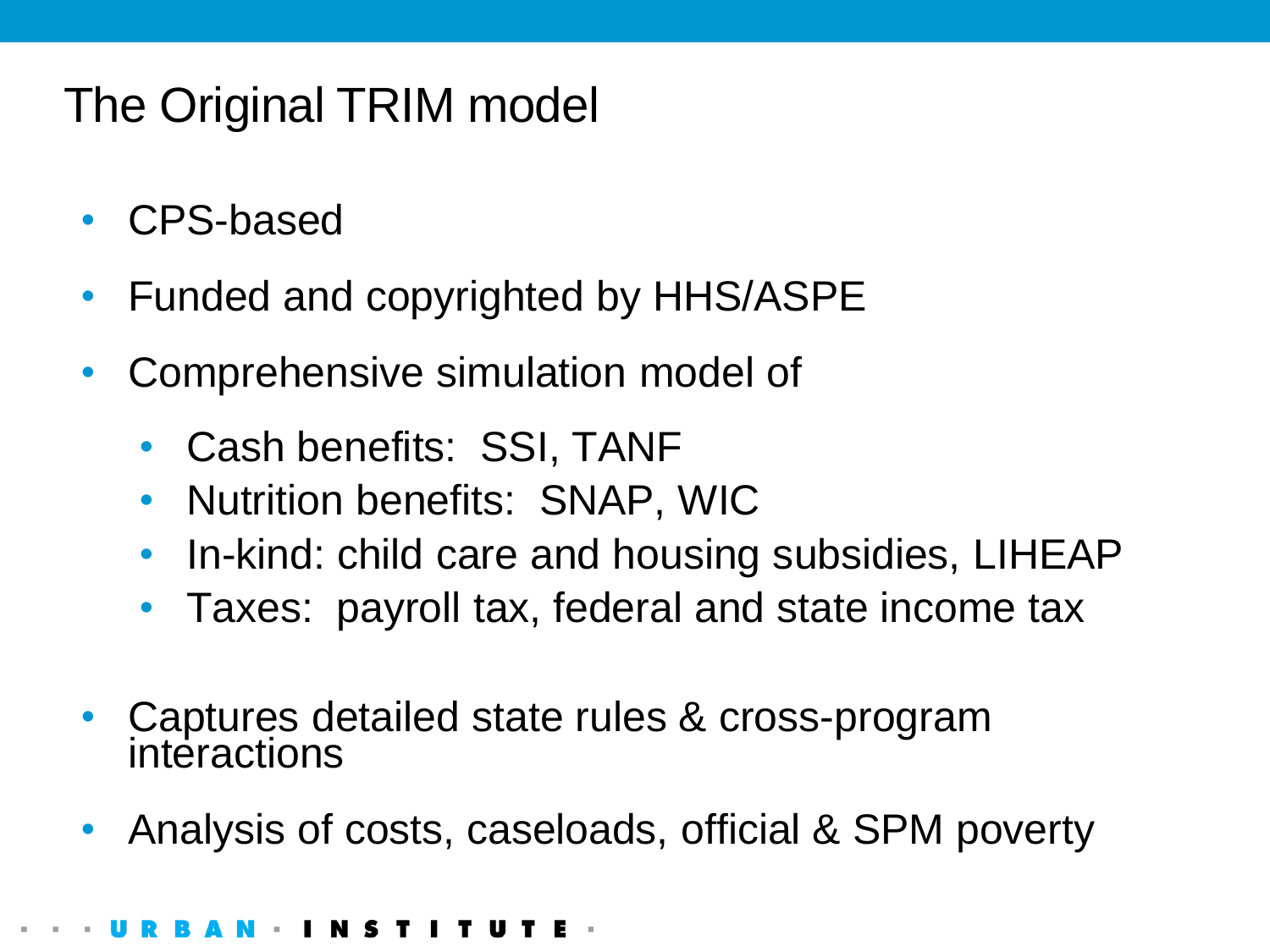# The Original TRIM model

- CPS-based
- Funded and copyrighted by HHS/ASPE
- Comprehensive simulation model of
  - Cash benefits: SSI, TANF
  - Nutrition benefits: SNAP, WIC
  - In-kind: child care and housing subsidies, LIHEAP
  - Taxes: payroll tax, federal and state income tax
- Captures detailed state rules & cross-program interactions
- Analysis of costs, caseloads, official & SPM poverty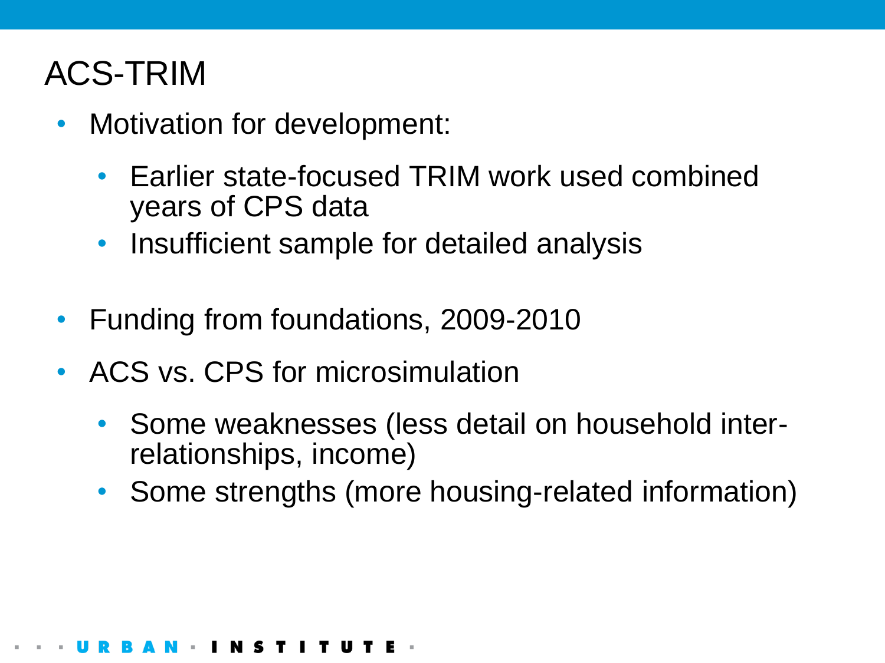# ACS-TRIM

- Motivation for development:
  - Earlier state-focused TRIM work used combined years of CPS data
  - Insufficient sample for detailed analysis
- Funding from foundations, 2009-2010
- ACS vs. CPS for microsimulation
  - Some weaknesses (less detail on household inter-relationships, income)
  - Some strengths (more housing-related information)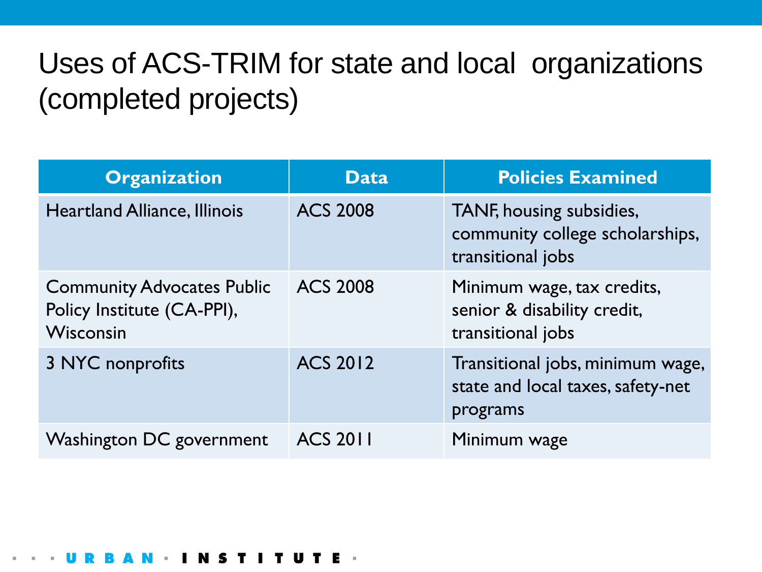# Uses of ACS-TRIM for state and local organizations (completed projects)

| Organization | Data | Policies Examined |
| --- | --- | --- |
| Heartland Alliance, Illinois | ACS 2008 | TANF, housing subsidies, community college scholarships, transitional jobs |
| Community Advocates Public Policy Institute (CA-PPI), Wisconsin | ACS 2008 | Minimum wage, tax credits, senior & disability credit, transitional jobs |
| 3 NYC nonprofits | ACS 2012 | Transitional jobs, minimum wage, state and local taxes, safety-net programs |
| Washington DC government | ACS 2011 | Minimum wage |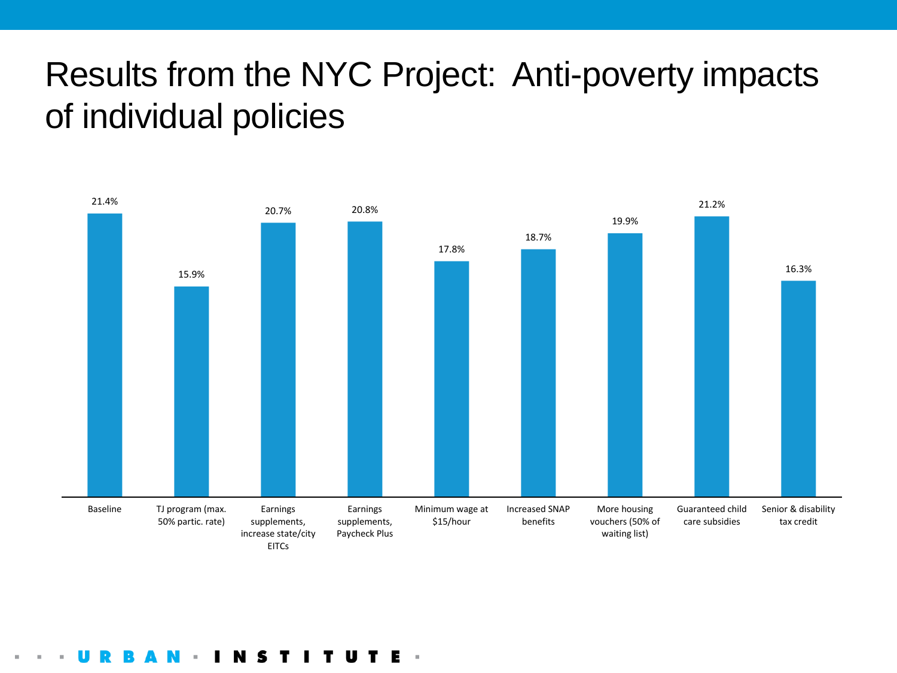# Results from the NYC Project: Anti-poverty impacts of individual policies

21.4%
Baseline

15.9%
TJ program (max. 50% partic. rate)

20.7%
Earnings supplements, increase state/city EITCs

20.8%
Earnings supplements, Paycheck Plus

17.8%
Minimum wage at $15/hour

18.7%
Increased SNAP benefits

19.9%
More housing vouchers (50% of waiting list)

21.2%
Guaranteed child care subsidies

16.3%
Senior & disability tax credit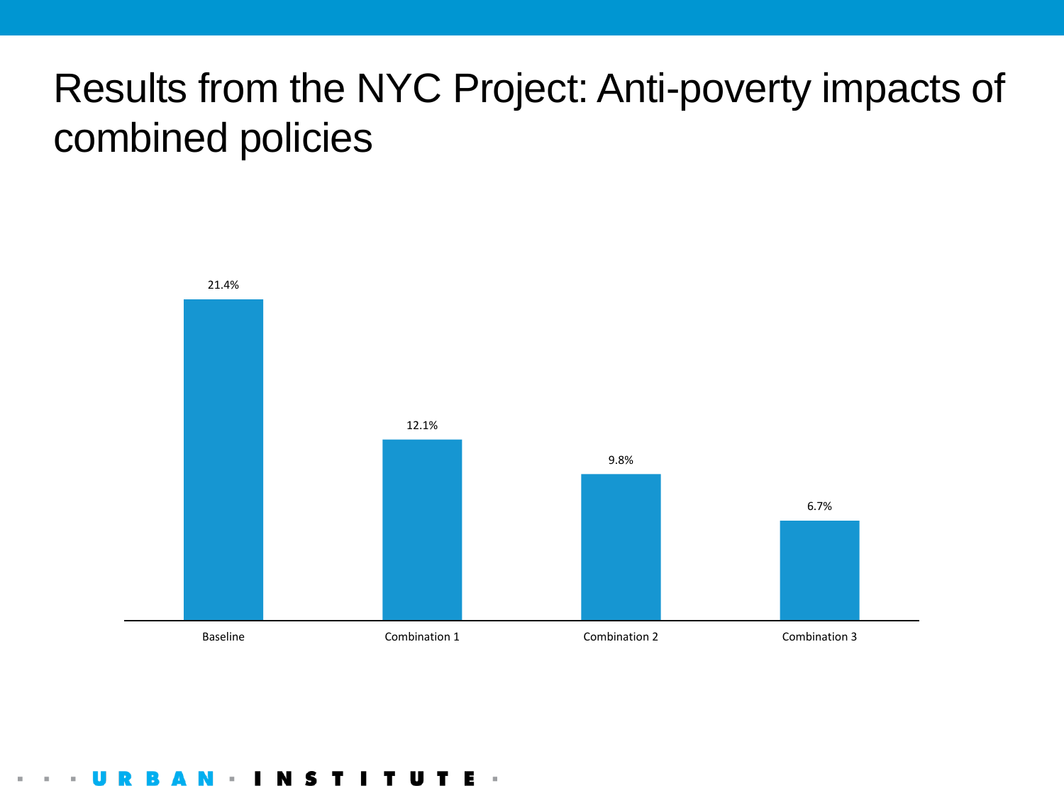# Results from the NYC Project: Anti-poverty impacts of combined policies

21.4%

12.1%

9.8%

6.7%

Baseline

Combination 1

Combination 2

Combination 3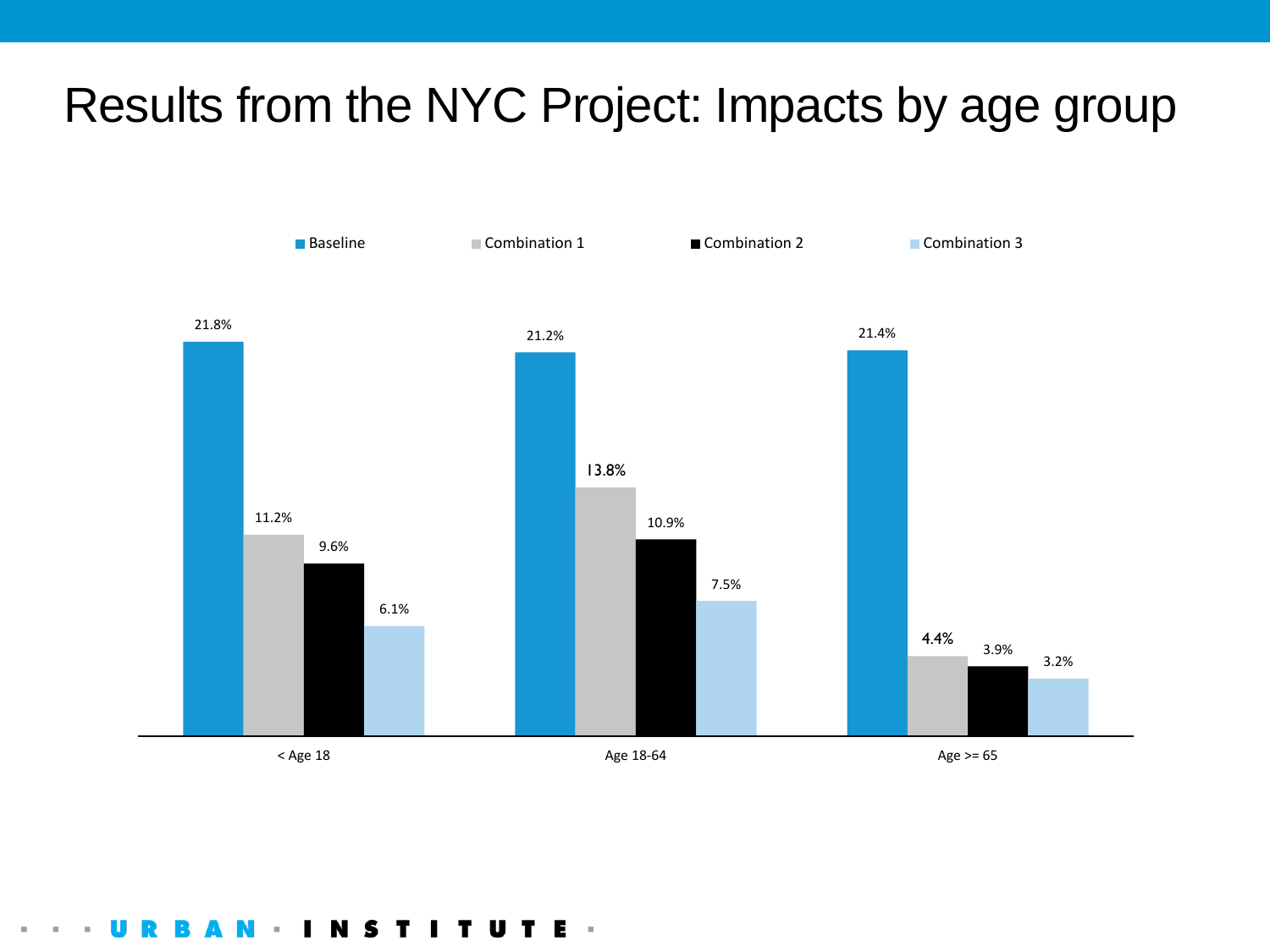# Results from the NYC Project: Impacts by age group

Baseline
Combination 1
Combination 2
Combination 3

21.8%
11.2%
9.6%
6.1%

21.2%
13.8%
10.9%
7.5%

21.4%
4.4%
3.9%
3.2%

< Age 18
Age 18-64
Age >= 65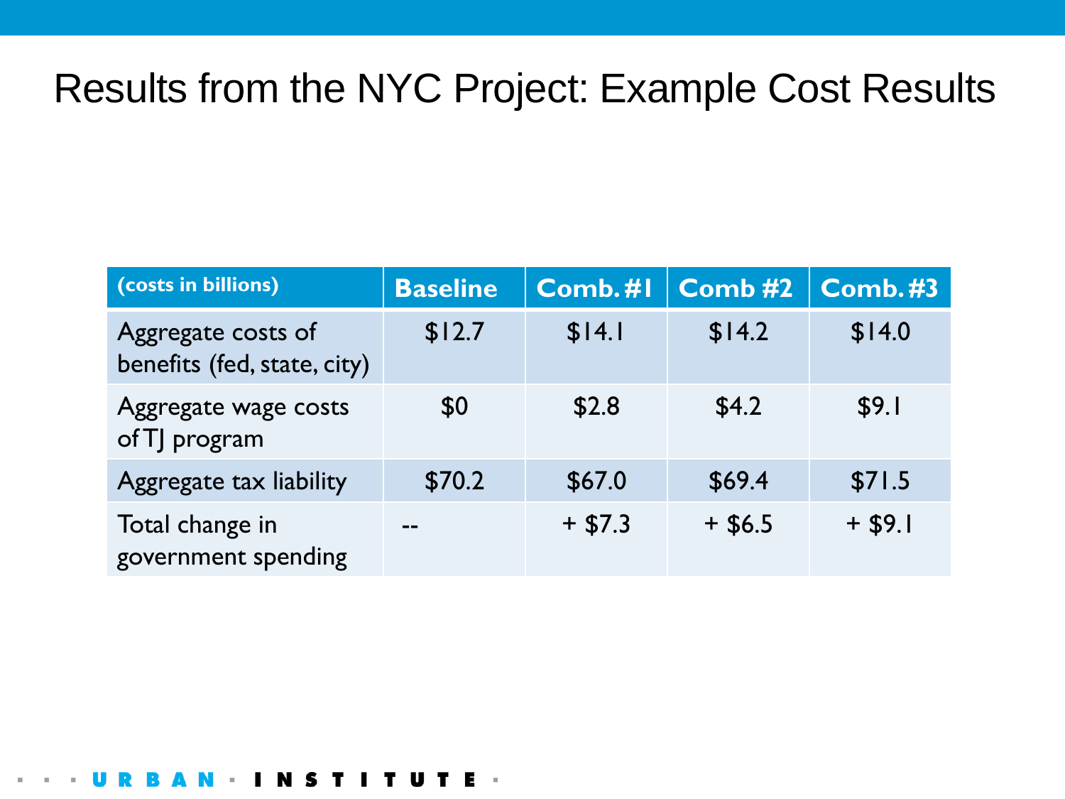# Results from the NYC Project: Example Cost Results

| (costs in billions) | Baseline | Comb. #1 | Comb #2 | Comb. #3 |
|---|---|---|---|---|
| Aggregate costs of benefits (fed, state, city) | $12.7 | $14.1 | $14.2 | $14.0 |
| Aggregate wage costs of TJ program | $0 | $2.8 | $4.2 | $9.1 |
| Aggregate tax liability | $70.2 | $67.0 | $69.4 | $71.5 |
| Total change in government spending | -- | + $7.3 | + $6.5 | + $9.1 |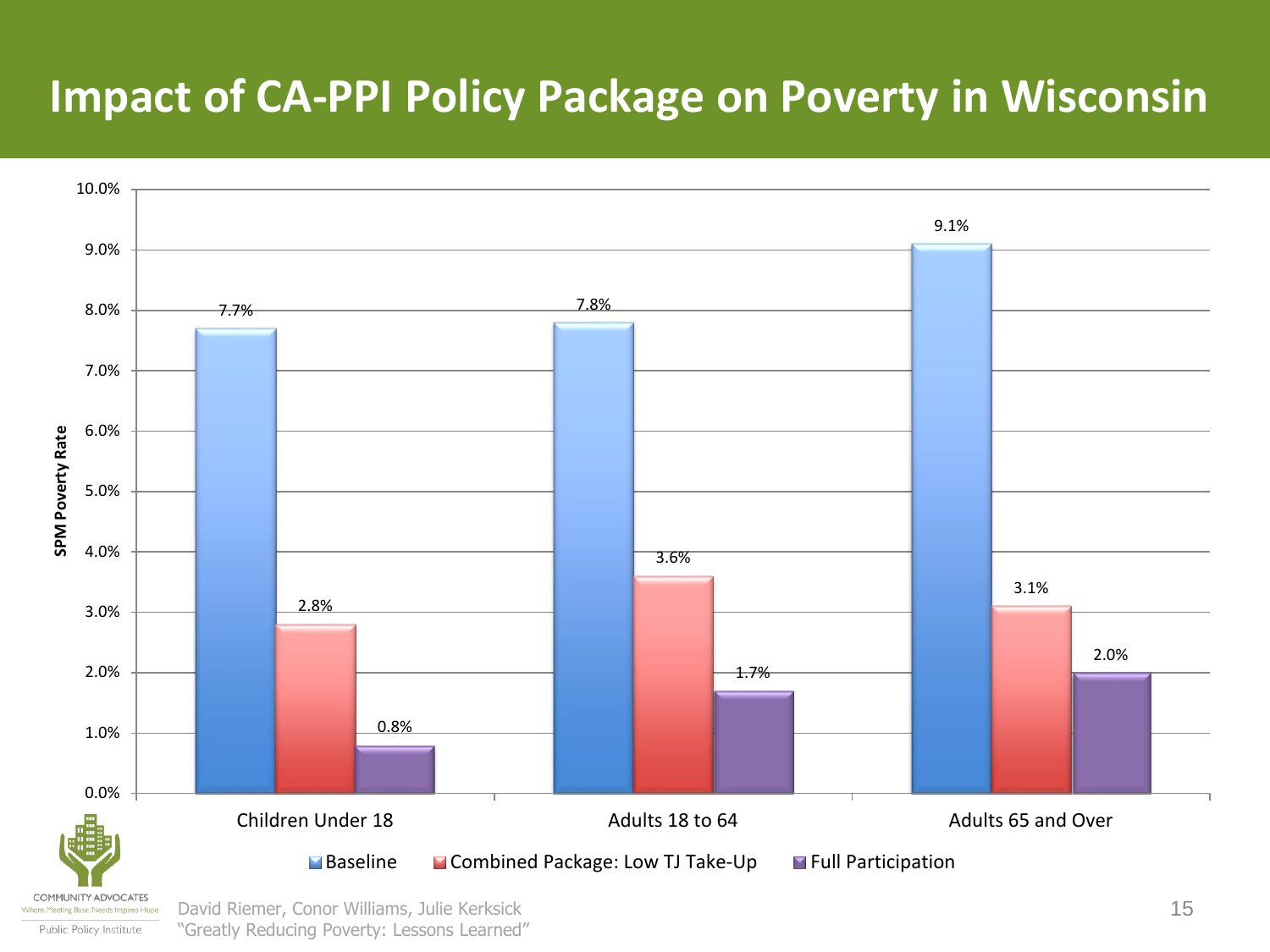# Impact of CA-PPI Policy Package on Poverty in Wisconsin

SPM Poverty Rate

10.0%
9.0%
8.0%
7.0%
6.0%
5.0%
4.0%
3.0%
2.0%
1.0%
0.0%

Children Under 18: 7.7% 2.8% 0.8%

Adults 18 to 64: 7.8% 3.6% 1.7%

Adults 65 and Over: 9.1% 3.1% 2.0%

Baseline | Combined Package: Low TJ Take-Up | Full Participation

COMMUNITY ADVOCATES
Where Meeting Basic Needs Inspires Hope
Public Policy Institute

David Riemer, Conor Williams, Julie Kerksick
"Greatly Reducing Poverty: Lessons Learned"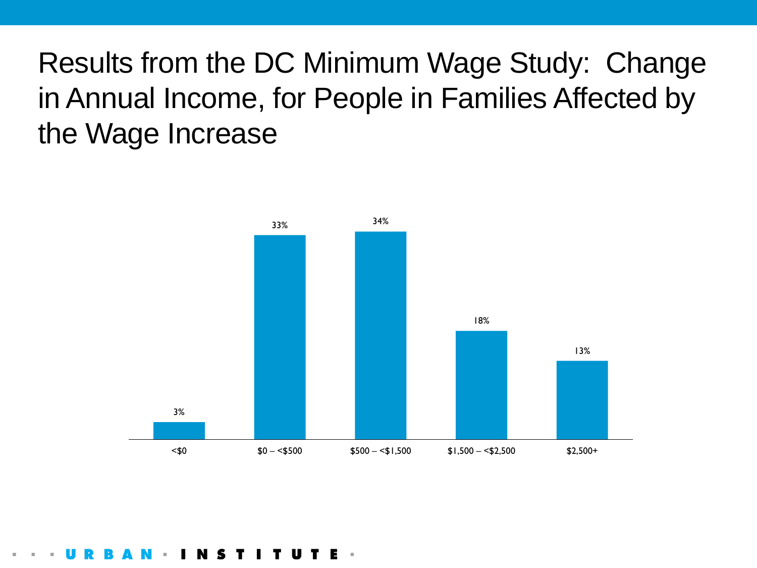# Results from the DC Minimum Wage Study: Change in Annual Income, for People in Families Affected by the Wage Increase

3%
33%
34%
18%
13%

<$0
$0 – <$500
$500 – <$1,500
$1,500 – <$2,500
$2,500+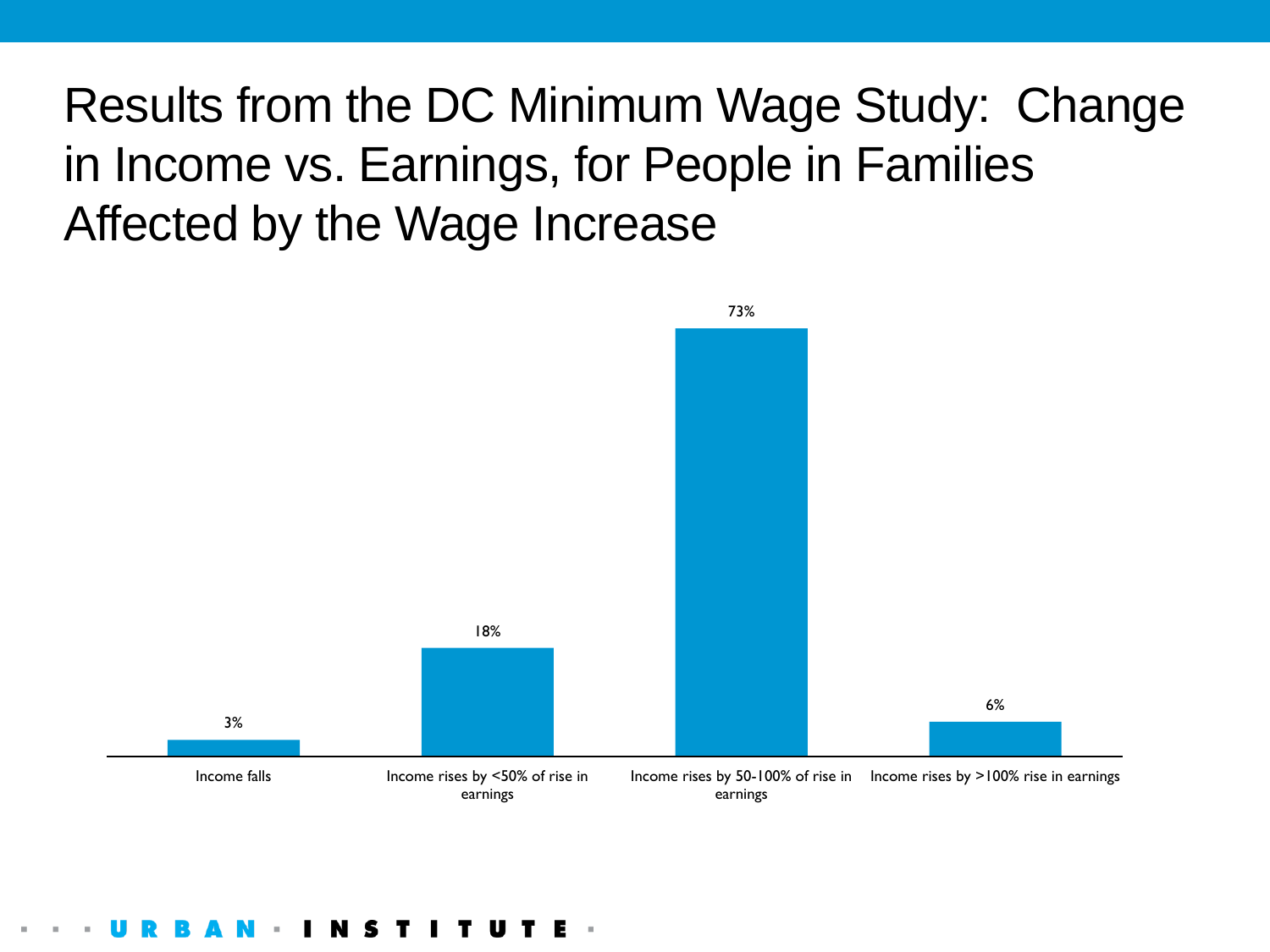# Results from the DC Minimum Wage Study: Change in Income vs. Earnings, for People in Families Affected by the Wage Increase

3%

18%

73%

6%

Income falls

Income rises by <50% of rise in earnings

Income rises by 50-100% of rise in earnings

Income rises by >100% rise in earnings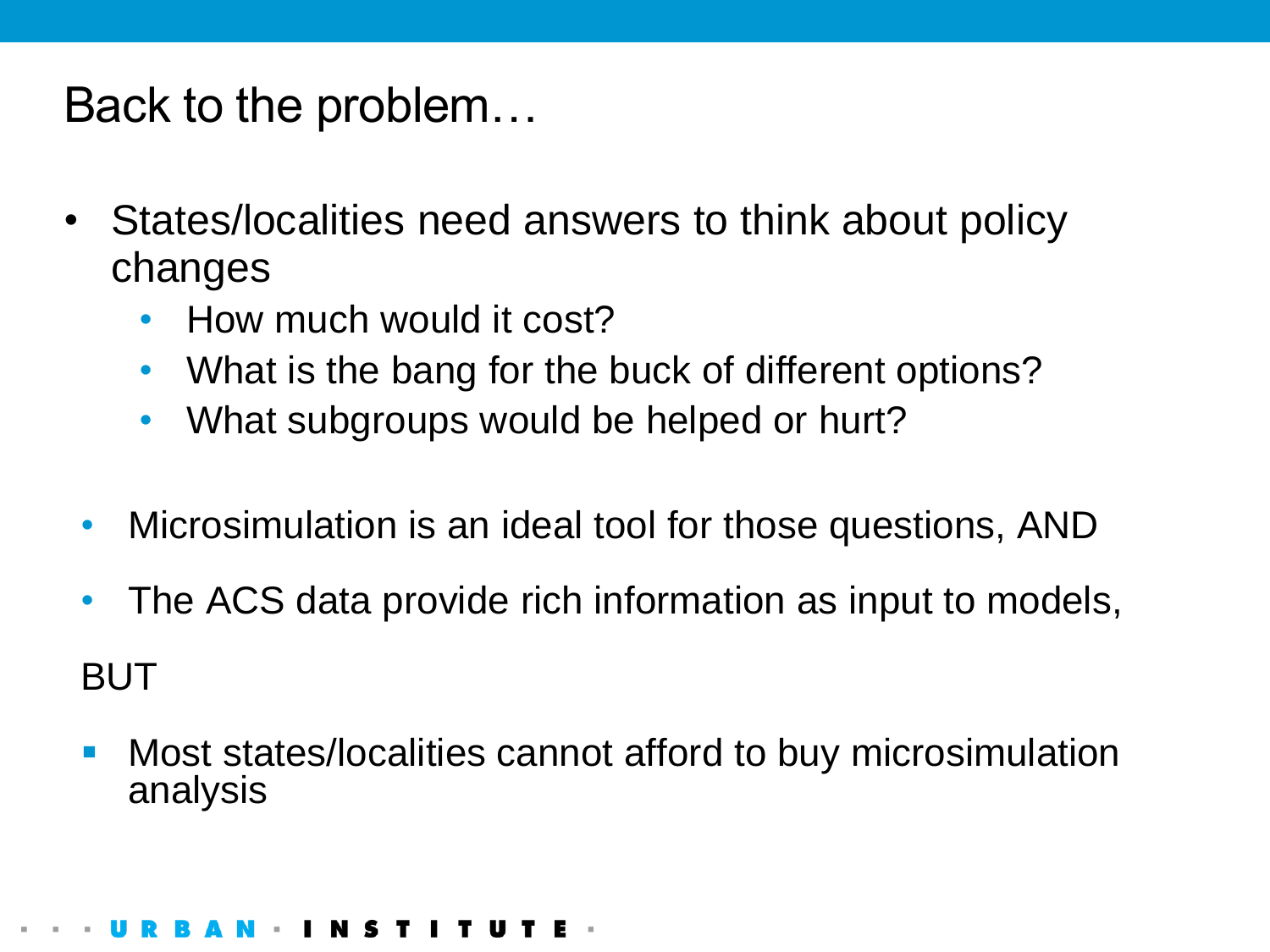# Back to the problem…

- States/localities need answers to think about policy changes
  - How much would it cost?
  - What is the bang for the buck of different options?
  - What subgroups would be helped or hurt?

- Microsimulation is an ideal tool for those questions, AND
- The ACS data provide rich information as input to models,

BUT

- Most states/localities cannot afford to buy microsimulation analysis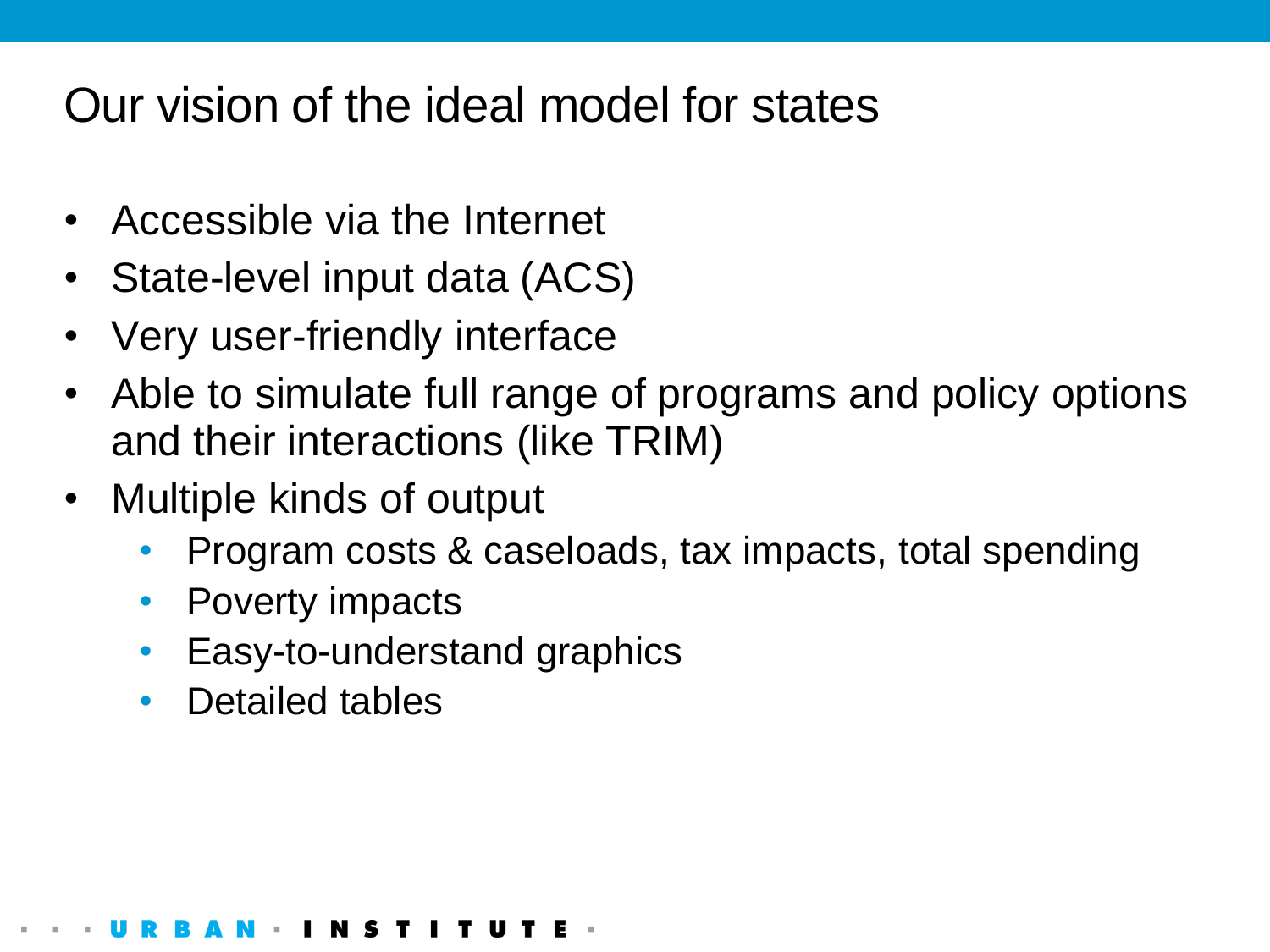# Our vision of the ideal model for states

- Accessible via the Internet
- State-level input data (ACS)
- Very user-friendly interface
- Able to simulate full range of programs and policy options and their interactions (like TRIM)
- Multiple kinds of output
  - Program costs & caseloads, tax impacts, total spending
  - Poverty impacts
  - Easy-to-understand graphics
  - Detailed tables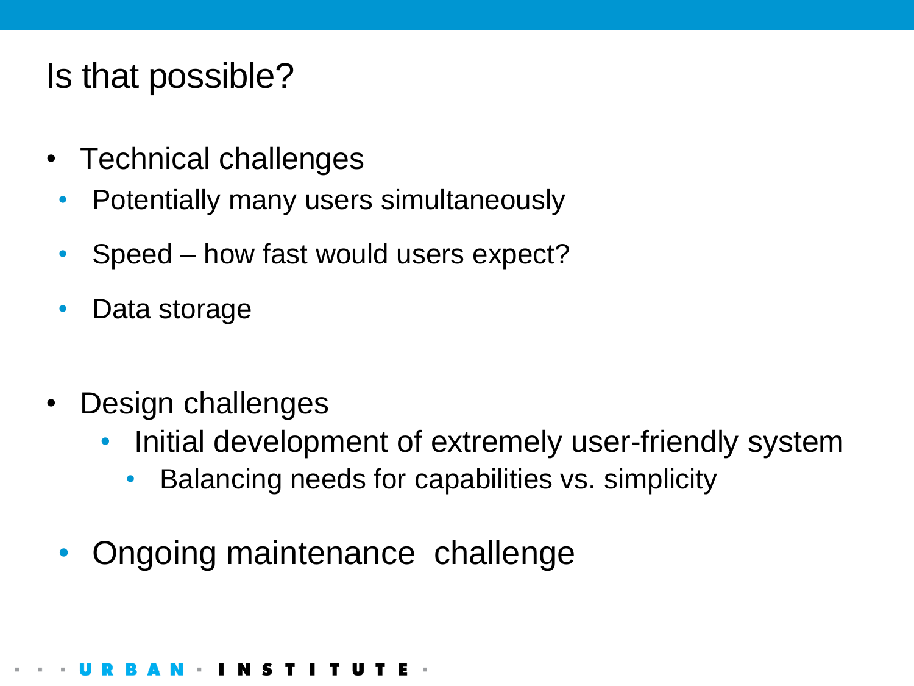# Is that possible?

- Technical challenges
  - Potentially many users simultaneously
  - Speed – how fast would users expect?
  - Data storage
- Design challenges
  - Initial development of extremely user-friendly system
    - Balancing needs for capabilities vs. simplicity
  - Ongoing maintenance challenge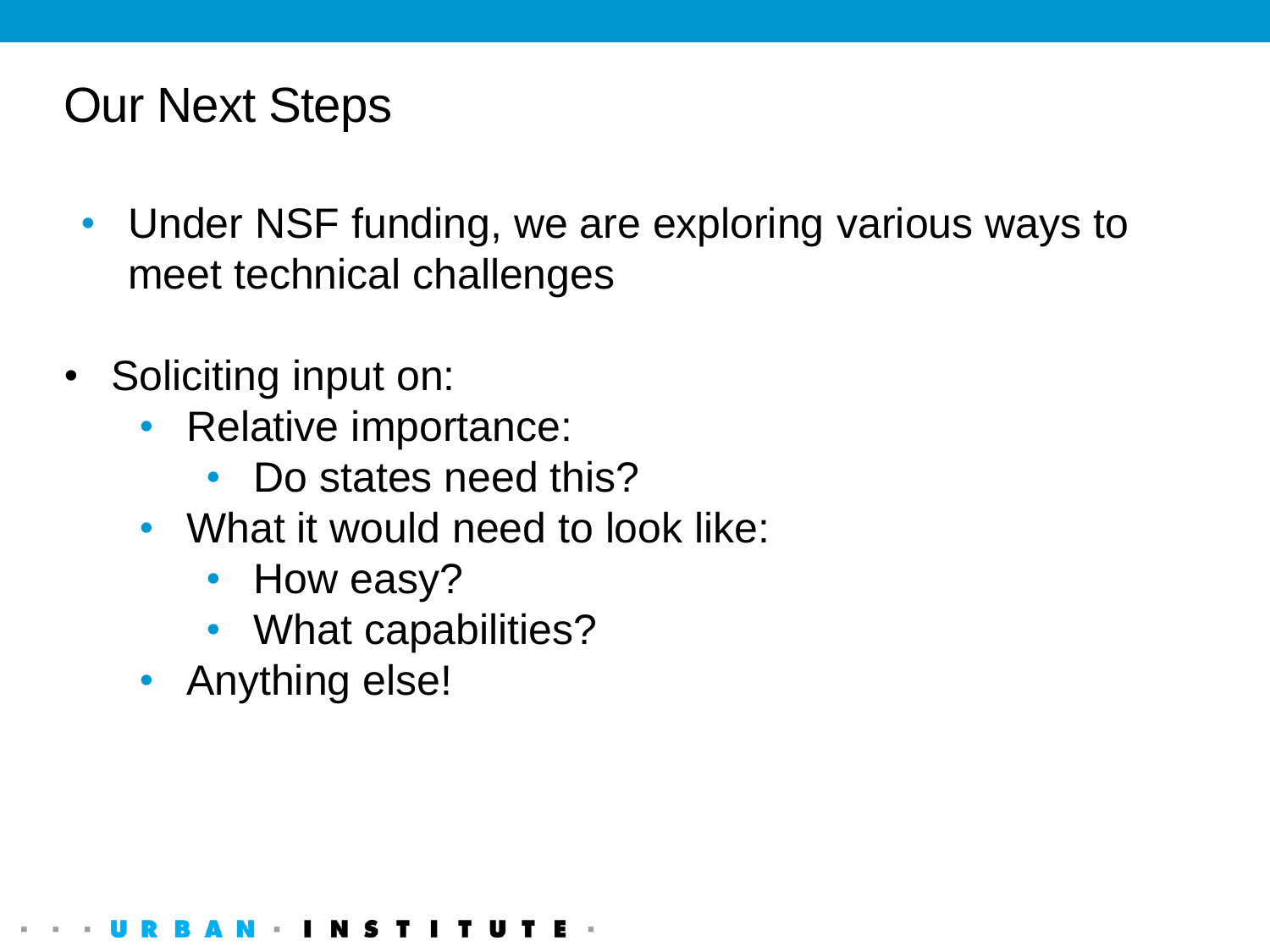# Our Next Steps

- Under NSF funding, we are exploring various ways to meet technical challenges

- Soliciting input on:
  - Relative importance:
    - Do states need this?
  - What it would need to look like:
    - How easy?
    - What capabilities?
  - Anything else!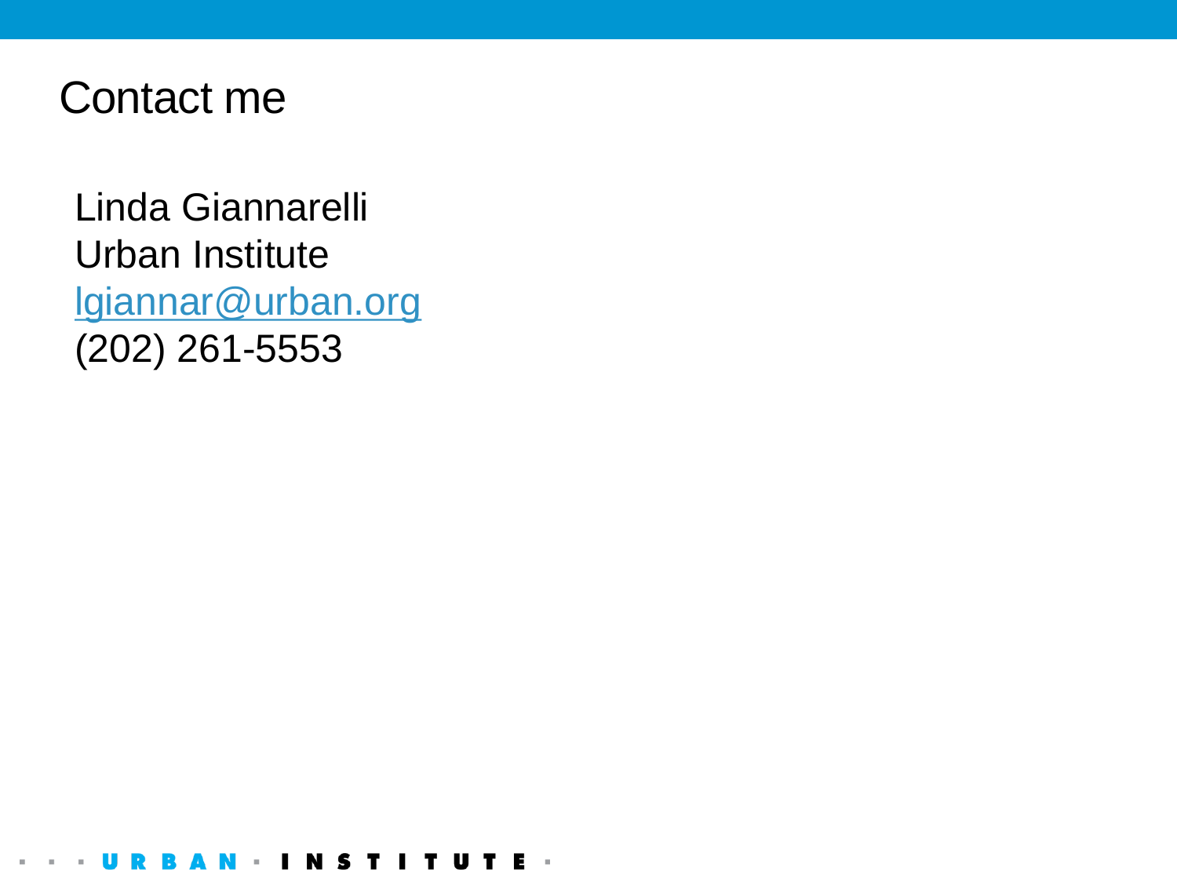# Contact me

Linda Giannarelli
Urban Institute
lgiannar@urban.org
(202) 261-5553